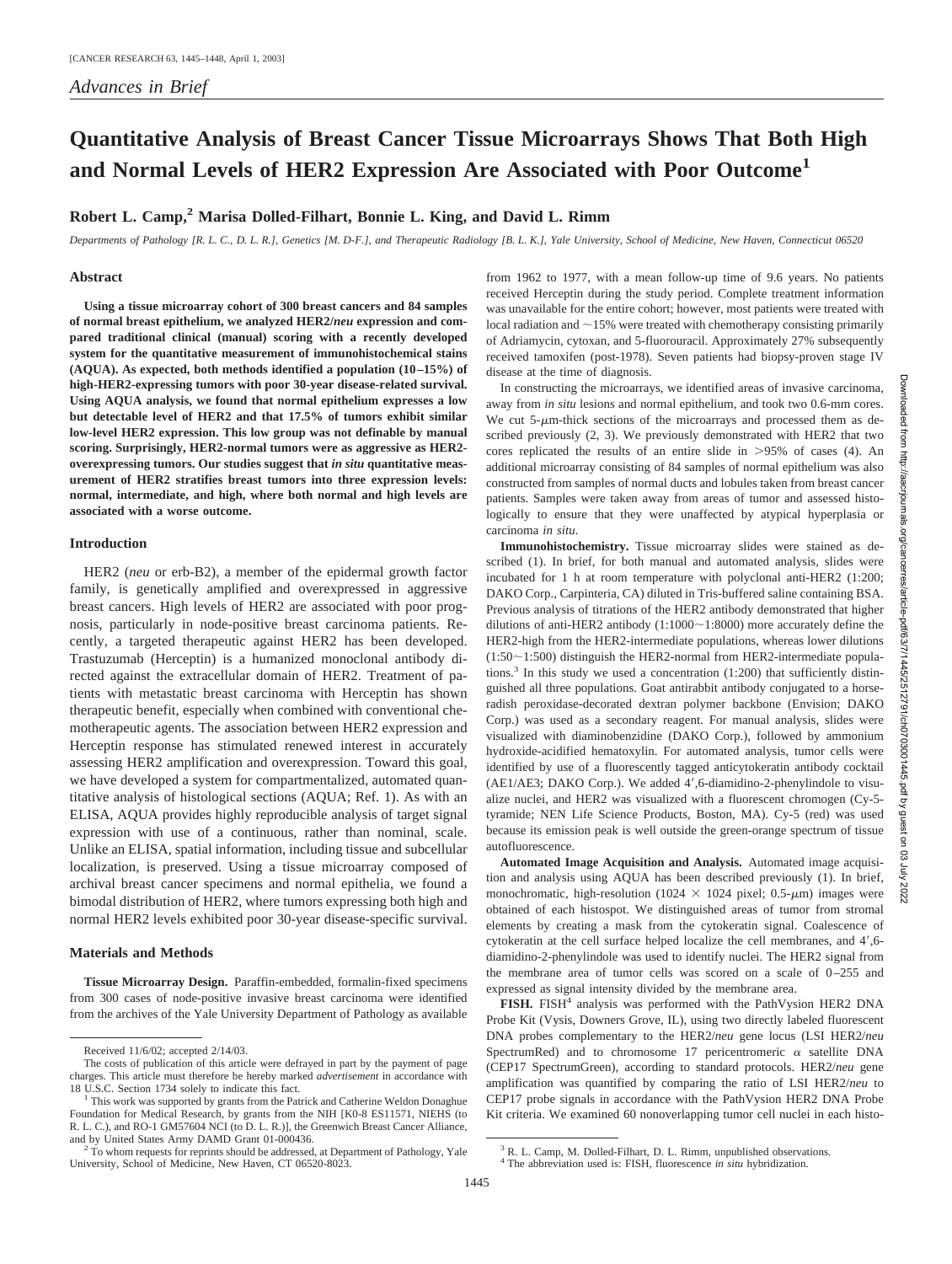*Advances in Brief*

# Quantitative Analysis of Breast Cancer Tissue Microarrays Shows That Both High and Normal Levels of HER2 Expression Are Associated with Poor Outcome[1]

**Robert L. Camp,[2] Marisa Dolled-Filhart, Bonnie L. King, and David L. Rimm**

*Departments of Pathology [R. L. C., D. L. R.], Genetics [M. D-F.], and Therapeutic Radiology [B. L. K.], Yale University, School of Medicine, New Haven, Connecticut 06520*

## Abstract

**Using a tissue microarray cohort of 300 breast cancers and 84 samples of normal breast epithelium, we analyzed HER2/*neu* expression and compared traditional clinical (manual) scoring with a recently developed system for the quantitative measurement of immunohistochemical stains (AQUA). As expected, both methods identified a population (10–15%) of high-HER2-expressing tumors with poor 30-year disease-related survival. Using AQUA analysis, we found that normal epithelium expresses a low but detectable level of HER2 and that 17.5% of tumors exhibit similar low-level HER2 expression. This low group was not definable by manual scoring. Surprisingly, HER2-normal tumors were as aggressive as HER2-overexpressing tumors. Our studies suggest that *in situ* quantitative measurement of HER2 stratifies breast tumors into three expression levels: normal, intermediate, and high, where both normal and high levels are associated with a worse outcome.**

## Introduction

HER2 (*neu* or erb-B2), a member of the epidermal growth factor family, is genetically amplified and overexpressed in aggressive breast cancers. High levels of HER2 are associated with poor prognosis, particularly in node-positive breast carcinoma patients. Recently, a targeted therapeutic against HER2 has been developed. Trastuzumab (Herceptin) is a humanized monoclonal antibody directed against the extracellular domain of HER2. Treatment of patients with metastatic breast carcinoma with Herceptin has shown therapeutic benefit, especially when combined with conventional chemotherapeutic agents. The association between HER2 expression and Herceptin response has stimulated renewed interest in accurately assessing HER2 amplification and overexpression. Toward this goal, we have developed a system for compartmentalized, automated quantitative analysis of histological sections (AQUA; Ref. 1). As with an ELISA, AQUA provides highly reproducible analysis of target signal expression with use of a continuous, rather than nominal, scale. Unlike an ELISA, spatial information, including tissue and subcellular localization, is preserved. Using a tissue microarray composed of archival breast cancer specimens and normal epithelia, we found a bimodal distribution of HER2, where tumors expressing both high and normal HER2 levels exhibited poor 30-year disease-specific survival.

## Materials and Methods

**Tissue Microarray Design.** Paraffin-embedded, formalin-fixed specimens from 300 cases of node-positive invasive breast carcinoma were identified from the archives of the Yale University Department of Pathology as available from 1962 to 1977, with a mean follow-up time of 9.6 years. No patients received Herceptin during the study period. Complete treatment information was unavailable for the entire cohort; however, most patients were treated with local radiation and ~15% were treated with chemotherapy consisting primarily of Adriamycin, cytoxan, and 5-fluorouracil. Approximately 27% subsequently received tamoxifen (post-1978). Seven patients had biopsy-proven stage IV disease at the time of diagnosis.

In constructing the microarrays, we identified areas of invasive carcinoma, away from *in situ* lesions and normal epithelium, and took two 0.6-mm cores. We cut 5-μm-thick sections of the microarrays and processed them as described previously (2, 3). We previously demonstrated with HER2 that two cores replicated the results of an entire slide in >95% of cases (4). An additional microarray consisting of 84 samples of normal epithelium was also constructed from samples of normal ducts and lobules taken from breast cancer patients. Samples were taken away from areas of tumor and assessed histologically to ensure that they were unaffected by atypical hyperplasia or carcinoma *in situ*.

**Immunohistochemistry.** Tissue microarray slides were stained as described (1). In brief, for both manual and automated analysis, slides were incubated for 1 h at room temperature with polyclonal anti-HER2 (1:200; DAKO Corp., Carpinteria, CA) diluted in Tris-buffered saline containing BSA. Previous analysis of titrations of the HER2 antibody demonstrated that higher dilutions of anti-HER2 antibody (1:1000~1:8000) more accurately define the HER2-high from the HER2-intermediate populations, whereas lower dilutions (1:50~1:500) distinguish the HER2-normal from HER2-intermediate populations.[3] In this study we used a concentration (1:200) that sufficiently distinguished all three populations. Goat antirabbit antibody conjugated to a horseradish peroxidase-decorated dextran polymer backbone (Envision; DAKO Corp.) was used as a secondary reagent. For manual analysis, slides were visualized with diaminobenzidine (DAKO Corp.), followed by ammonium hydroxide-acidified hematoxylin. For automated analysis, tumor cells were identified by use of a fluorescently tagged anticytokeratin antibody cocktail (AE1/AE3; DAKO Corp.). We added 4′,6-diamidino-2-phenylindole to visualize nuclei, and HER2 was visualized with a fluorescent chromogen (Cy-5-tyramide; NEN Life Science Products, Boston, MA). Cy-5 (red) was used because its emission peak is well outside the green-orange spectrum of tissue autofluorescence.

**Automated Image Acquisition and Analysis.** Automated image acquisition and analysis using AQUA has been described previously (1). In brief, monochromatic, high-resolution (1024 × 1024 pixel; 0.5-μm) images were obtained of each histospot. We distinguished areas of tumor from stromal elements by creating a mask from the cytokeratin signal. Coalescence of cytokeratin at the cell surface helped localize the cell membranes, and 4′,6-diamidino-2-phenylindole was used to identify nuclei. The HER2 signal from the membrane area of tumor cells was scored on a scale of 0–255 and expressed as signal intensity divided by the membrane area.

**FISH.** FISH[4] analysis was performed with the PathVysion HER2 DNA Probe Kit (Vysis, Downers Grove, IL), using two directly labeled fluorescent DNA probes complementary to the HER2/*neu* gene locus (LSI HER2/*neu* SpectrumRed) and to chromosome 17 pericentromeric α satellite DNA (CEP17 SpectrumGreen), according to standard protocols. HER2/*neu* gene amplification was quantified by comparing the ratio of LSI HER2/*neu* to CEP17 probe signals in accordance with the PathVysion HER2 DNA Probe Kit criteria. We examined 60 nonoverlapping tumor cell nuclei in each histo-

---

Received 11/6/02; accepted 2/14/03.

The costs of publication of this article were defrayed in part by the payment of page charges. This article must therefore be hereby marked *advertisement* in accordance with 18 U.S.C. Section 1734 solely to indicate this fact.

[1] This work was supported by grants from the Patrick and Catherine Weldon Donaghue Foundation for Medical Research, by grants from the NIH [K0-8 ES11571, NIEHS (to R. L. C.), and RO-1 GM57604 NCI (to D. L. R.)], the Greenwich Breast Cancer Alliance, and by United States Army DAMD Grant 01-000436.

[2] To whom requests for reprints should be addressed, at Department of Pathology, Yale University, School of Medicine, New Haven, CT 06520-8023.

[3] R. L. Camp, M. Dolled-Filhart, D. L. Rimm, unpublished observations.

[4] The abbreviation used is: FISH, fluorescence *in situ* hybridization.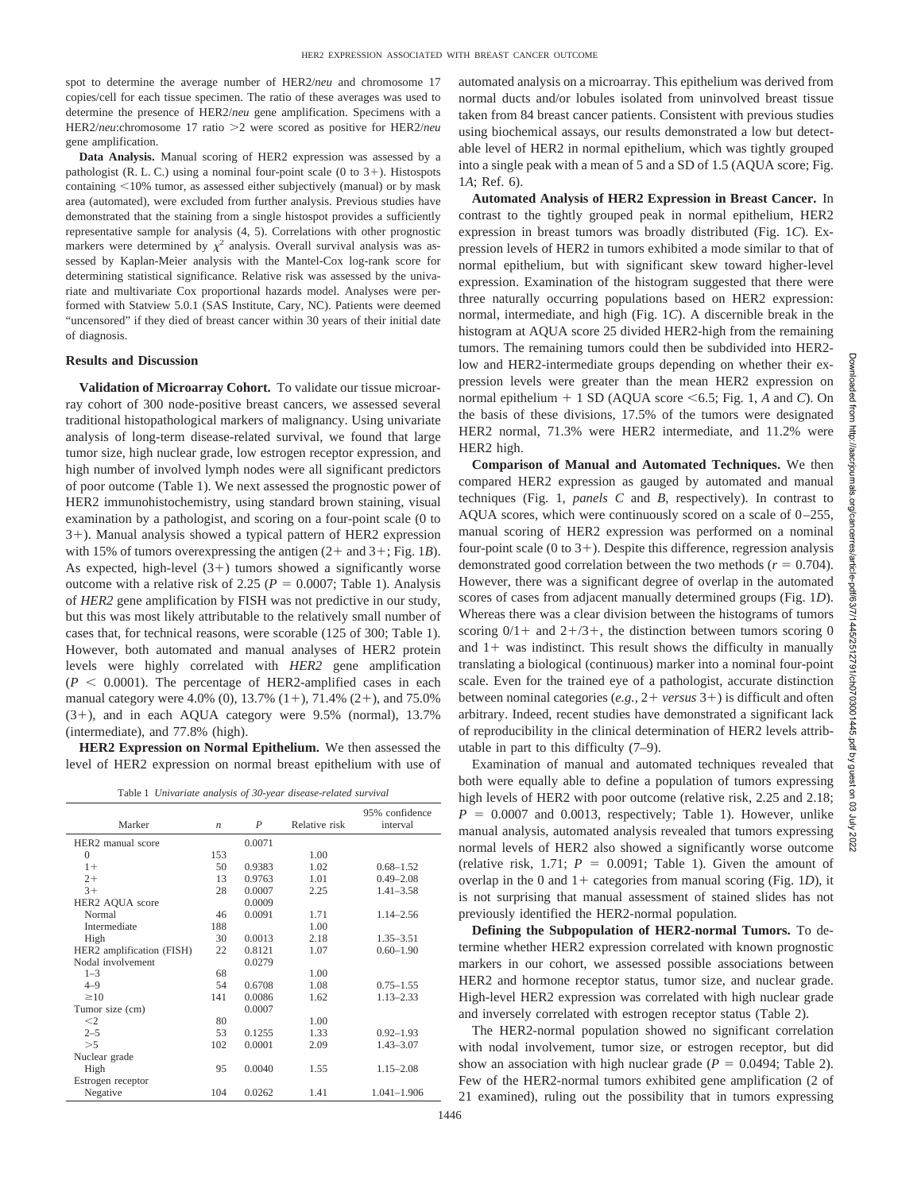spot to determine the average number of HER2/*neu* and chromosome 17 copies/cell for each tissue specimen. The ratio of these averages was used to determine the presence of HER2/*neu* gene amplification. Specimens with a HER2/*neu*:chromosome 17 ratio >2 were scored as positive for HER2/*neu* gene amplification.

**Data Analysis.** Manual scoring of HER2 expression was assessed by a pathologist (R. L. C.) using a nominal four-point scale (0 to 3+). Histospots containing <10% tumor, as assessed either subjectively (manual) or by mask area (automated), were excluded from further analysis. Previous studies have demonstrated that the staining from a single histospot provides a sufficiently representative sample for analysis (4, 5). Correlations with other prognostic markers were determined by $\chi^2$ analysis. Overall survival analysis was assessed by Kaplan-Meier analysis with the Mantel-Cox log-rank score for determining statistical significance. Relative risk was assessed by the univariate and multivariate Cox proportional hazards model. Analyses were performed with Statview 5.0.1 (SAS Institute, Cary, NC). Patients were deemed "uncensored" if they died of breast cancer within 30 years of their initial date of diagnosis.

## Results and Discussion

**Validation of Microarray Cohort.** To validate our tissue microarray cohort of 300 node-positive breast cancers, we assessed several traditional histopathological markers of malignancy. Using univariate analysis of long-term disease-related survival, we found that large tumor size, high nuclear grade, low estrogen receptor expression, and high number of involved lymph nodes were all significant predictors of poor outcome (Table 1). We next assessed the prognostic power of HER2 immunohistochemistry, using standard brown staining, visual examination by a pathologist, and scoring on a four-point scale (0 to 3+). Manual analysis showed a typical pattern of HER2 expression with 15% of tumors overexpressing the antigen (2+ and 3+; Fig. 1*B*). As expected, high-level (3+) tumors showed a significantly worse outcome with a relative risk of 2.25 ($P = 0.0007$; Table 1). Analysis of *HER2* gene amplification by FISH was not predictive in our study, but this was most likely attributable to the relatively small number of cases that, for technical reasons, were scorable (125 of 300; Table 1). However, both automated and manual analyses of HER2 protein levels were highly correlated with *HER2* gene amplification ($P < 0.0001$). The percentage of HER2-amplified cases in each manual category were 4.0% (0), 13.7% (1+), 71.4% (2+), and 75.0% (3+), and in each AQUA category were 9.5% (normal), 13.7% (intermediate), and 77.8% (high).

**HER2 Expression on Normal Epithelium.** We then assessed the level of HER2 expression on normal breast epithelium with use of automated analysis on a microarray. This epithelium was derived from normal ducts and/or lobules isolated from uninvolved breast tissue taken from 84 breast cancer patients. Consistent with previous studies using biochemical assays, our results demonstrated a low but detectable level of HER2 in normal epithelium, which was tightly grouped into a single peak with a mean of 5 and a SD of 1.5 (AQUA score; Fig. 1*A*; Ref. 6).

Table 1 *Univariate analysis of 30-year disease-related survival*

| Marker | *n* | *P* | Relative risk | 95% confidence interval |
|---|---|---|---|---|
| HER2 manual score | | 0.0071 | | |
| 0 | 153 | | 1.00 | |
| 1+ | 50 | 0.9383 | 1.02 | 0.68–1.52 |
| 2+ | 13 | 0.9763 | 1.01 | 0.49–2.08 |
| 3+ | 28 | 0.0007 | 2.25 | 1.41–3.58 |
| HER2 AQUA score | | 0.0009 | | |
| Normal | 46 | 0.0091 | 1.71 | 1.14–2.56 |
| Intermediate | 188 | | 1.00 | |
| High | 30 | 0.0013 | 2.18 | 1.35–3.51 |
| HER2 amplification (FISH) | 22 | 0.8121 | 1.07 | 0.60–1.90 |
| Nodal involvement | | 0.0279 | | |
| 1–3 | 68 | | 1.00 | |
| 4–9 | 54 | 0.6708 | 1.08 | 0.75–1.55 |
| ≥10 | 141 | 0.0086 | 1.62 | 1.13–2.33 |
| Tumor size (cm) | | 0.0007 | | |
| <2 | 80 | | 1.00 | |
| 2–5 | 53 | 0.1255 | 1.33 | 0.92–1.93 |
| >5 | 102 | 0.0001 | 2.09 | 1.43–3.07 |
| Nuclear grade | | | | |
| High | 95 | 0.0040 | 1.55 | 1.15–2.08 |
| Estrogen receptor | | | | |
| Negative | 104 | 0.0262 | 1.41 | 1.041–1.906 |

**Automated Analysis of HER2 Expression in Breast Cancer.** In contrast to the tightly grouped peak in normal epithelium, HER2 expression in breast tumors was broadly distributed (Fig. 1*C*). Expression levels of HER2 in tumors exhibited a mode similar to that of normal epithelium, but with significant skew toward higher-level expression. Examination of the histogram suggested that there were three naturally occurring populations based on HER2 expression: normal, intermediate, and high (Fig. 1*C*). A discernible break in the histogram at AQUA score 25 divided HER2-high from the remaining tumors. The remaining tumors could then be subdivided into HER2-low and HER2-intermediate groups depending on whether their expression levels were greater than the mean HER2 expression on normal epithelium + 1 SD (AQUA score <6.5; Fig. 1, *A* and *C*). On the basis of these divisions, 17.5% of the tumors were designated HER2 normal, 71.3% were HER2 intermediate, and 11.2% were HER2 high.

**Comparison of Manual and Automated Techniques.** We then compared HER2 expression as gauged by automated and manual techniques (Fig. 1, *panels C* and *B*, respectively). In contrast to AQUA scores, which were continuously scored on a scale of 0–255, manual scoring of HER2 expression was performed on a nominal four-point scale (0 to 3+). Despite this difference, regression analysis demonstrated good correlation between the two methods ($r = 0.704$). However, there was a significant degree of overlap in the automated scores of cases from adjacent manually determined groups (Fig. 1*D*). Whereas there was a clear division between the histograms of tumors scoring 0/1+ and 2+/3+, the distinction between tumors scoring 0 and 1+ was indistinct. This result shows the difficulty in manually translating a biological (continuous) marker into a nominal four-point scale. Even for the trained eye of a pathologist, accurate distinction between nominal categories (*e.g.*, 2+ *versus* 3+) is difficult and often arbitrary. Indeed, recent studies have demonstrated a significant lack of reproducibility in the clinical determination of HER2 levels attributable in part to this difficulty (7–9).

Examination of manual and automated techniques revealed that both were equally able to define a population of tumors expressing high levels of HER2 with poor outcome (relative risk, 2.25 and 2.18; $P = 0.0007$ and 0.0013, respectively; Table 1). However, unlike manual analysis, automated analysis revealed that tumors expressing normal levels of HER2 also showed a significantly worse outcome (relative risk, 1.71; $P = 0.0091$; Table 1). Given the amount of overlap in the 0 and 1+ categories from manual scoring (Fig. 1*D*), it is not surprising that manual assessment of stained slides has not previously identified the HER2-normal population.

**Defining the Subpopulation of HER2-normal Tumors.** To determine whether HER2 expression correlated with known prognostic markers in our cohort, we assessed possible associations between HER2 and hormone receptor status, tumor size, and nuclear grade. High-level HER2 expression was correlated with high nuclear grade and inversely correlated with estrogen receptor status (Table 2).

The HER2-normal population showed no significant correlation with nodal involvement, tumor size, or estrogen receptor, but did show an association with high nuclear grade ($P = 0.0494$; Table 2). Few of the HER2-normal tumors exhibited gene amplification (2 of 21 examined), ruling out the possibility that in tumors expressing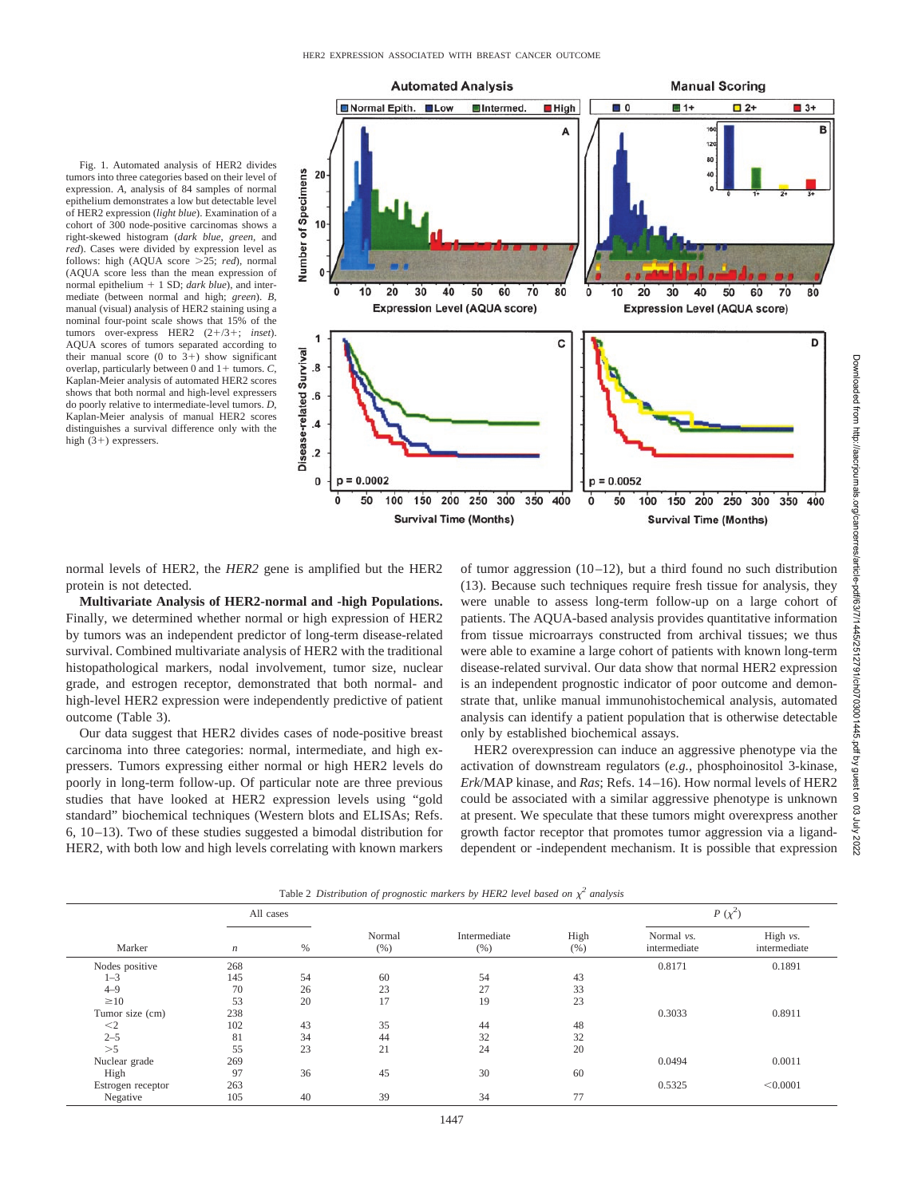Fig. 1. Automated analysis of HER2 divides tumors into three categories based on their level of expression. *A*, analysis of 84 samples of normal epithelium demonstrates a low but detectable level of HER2 expression (*light blue*). Examination of a cohort of 300 node-positive carcinomas shows a right-skewed histogram (*dark blue*, *green*, and *red*). Cases were divided by expression level as follows: high (AQUA score >25; *red*), normal (AQUA score less than the mean expression of normal epithelium + 1 SD; *dark blue*), and intermediate (between normal and high; *green*). *B*, manual (visual) analysis of HER2 staining using a nominal four-point scale shows that 15% of the tumors over-express HER2 (2+/3+; *inset*). AQUA scores of tumors separated according to their manual score (0 to 3+) show significant overlap, particularly between 0 and 1+ tumors. *C*, Kaplan-Meier analysis of automated HER2 scores shows that both normal and high-level expressers do poorly relative to intermediate-level tumors. *D*, Kaplan-Meier analysis of manual HER2 scores distinguishes a survival difference only with the high (3+) expressers.

normal levels of HER2, the *HER2* gene is amplified but the HER2 protein is not detected.

**Multivariate Analysis of HER2-normal and -high Populations.** Finally, we determined whether normal or high expression of HER2 by tumors was an independent predictor of long-term disease-related survival. Combined multivariate analysis of HER2 with the traditional histopathological markers, nodal involvement, tumor size, nuclear grade, and estrogen receptor, demonstrated that both normal- and high-level HER2 expression were independently predictive of patient outcome (Table 3).

Our data suggest that HER2 divides cases of node-positive breast carcinoma into three categories: normal, intermediate, and high expressers. Tumors expressing either normal or high HER2 levels do poorly in long-term follow-up. Of particular note are three previous studies that have looked at HER2 expression levels using "gold standard" biochemical techniques (Western blots and ELISAs; Refs. 6, 10–13). Two of these studies suggested a bimodal distribution for HER2, with both low and high levels correlating with known markers of tumor aggression (10–12), but a third found no such distribution (13). Because such techniques require fresh tissue for analysis, they were unable to assess long-term follow-up on a large cohort of patients. The AQUA-based analysis provides quantitative information from tissue microarrays constructed from archival tissues; we thus were able to examine a large cohort of patients with known long-term disease-related survival. Our data show that normal HER2 expression is an independent prognostic indicator of poor outcome and demonstrate that, unlike manual immunohistochemical analysis, automated analysis can identify a patient population that is otherwise detectable only by established biochemical assays.

HER2 overexpression can induce an aggressive phenotype via the activation of downstream regulators (*e.g.*, phosphoinositol 3-kinase, *Erk*/MAP kinase, and *Ras*; Refs. 14–16). How normal levels of HER2 could be associated with a similar aggressive phenotype is unknown at present. We speculate that these tumors might overexpress another growth factor receptor that promotes tumor aggression via a ligand-dependent or -independent mechanism. It is possible that expression

Table 2 *Distribution of prognostic markers by HER2 level based on $\chi^2$ analysis*

| Marker | All cases *n* | All cases % | Normal (%) | Intermediate (%) | High (%) | $P$ ($\chi^2$) Normal *vs.* intermediate | $P$ ($\chi^2$) High *vs.* intermediate |
|---|---|---|---|---|---|---|---|
| Nodes positive | 268 | | | | | 0.8171 | 0.1891 |
| 1–3 | 145 | 54 | 60 | 54 | 43 | | |
| 4–9 | 70 | 26 | 23 | 27 | 33 | | |
| ≥10 | 53 | 20 | 17 | 19 | 23 | | |
| Tumor size (cm) | 238 | | | | | 0.3033 | 0.8911 |
| <2 | 102 | 43 | 35 | 44 | 48 | | |
| 2–5 | 81 | 34 | 44 | 32 | 32 | | |
| >5 | 55 | 23 | 21 | 24 | 20 | | |
| Nuclear grade | 269 | | | | | 0.0494 | 0.0011 |
| High | 97 | 36 | 45 | 30 | 60 | | |
| Estrogen receptor | 263 | | | | | 0.5325 | <0.0001 |
| Negative | 105 | 40 | 39 | 34 | 77 | | |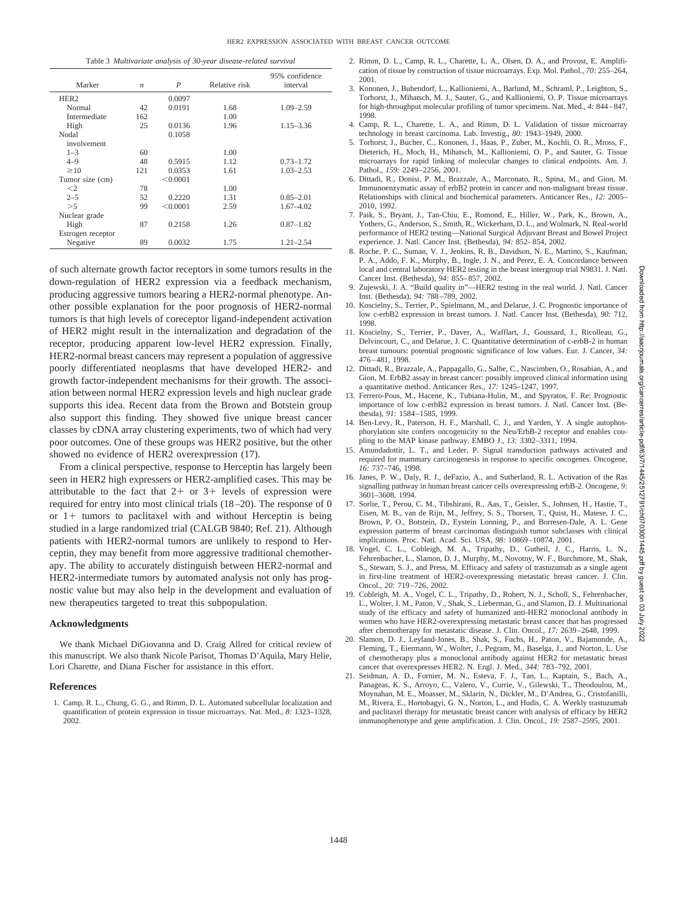Table 3 *Multivariate analysis of 30-year disease-related survival*

| Marker | $n$ | $P$ | Relative risk | 95% confidence interval |
|---|---|---|---|---|
| HER2 | | 0.0097 | | |
| Normal | 42 | 0.0191 | 1.68 | 1.09–2.59 |
| Intermediate | 162 | | 1.00 | |
| High | 25 | 0.0136 | 1.96 | 1.15–3.36 |
| Nodal involvement | | 0.1058 | | |
| 1–3 | 60 | | 1.00 | |
| 4–9 | 48 | 0.5915 | 1.12 | 0.73–1.72 |
| ≥10 | 121 | 0.0353 | 1.61 | 1.03–2.53 |
| Tumor size (cm) | | <0.0001 | | |
| <2 | 78 | | 1.00 | |
| 2–5 | 52 | 0.2220 | 1.31 | 0.85–2.01 |
| >5 | 99 | <0.0001 | 2.59 | 1.67–4.02 |
| Nuclear grade | | | | |
| High | 87 | 0.2158 | 1.26 | 0.87–1.82 |
| Estrogen receptor | | | | |
| Negative | 89 | 0.0032 | 1.75 | 1.21–2.54 |

of such alternate growth factor receptors in some tumors results in the down-regulation of HER2 expression via a feedback mechanism, producing aggressive tumors bearing a HER2-normal phenotype. Another possible explanation for the poor prognosis of HER2-normal tumors is that high levels of coreceptor ligand-independent activation of HER2 might result in the internalization and degradation of the receptor, producing apparent low-level HER2 expression. Finally, HER2-normal breast cancers may represent a population of aggressive poorly differentiated neoplasms that have developed HER2- and growth factor-independent mechanisms for their growth. The association between normal HER2 expression levels and high nuclear grade supports this idea. Recent data from the Brown and Botstein group also support this finding. They showed five unique breast cancer classes by cDNA array clustering experiments, two of which had very poor outcomes. One of these groups was HER2 positive, but the other showed no evidence of HER2 overexpression (17).

From a clinical perspective, response to Herceptin has largely been seen in HER2 high expressers or HER2-amplified cases. This may be attributable to the fact that 2+ or 3+ levels of expression were required for entry into most clinical trials (18–20). The response of 0 or 1+ tumors to paclitaxel with and without Herceptin is being studied in a large randomized trial (CALGB 9840; Ref. 21). Although patients with HER2-normal tumors are unlikely to respond to Herceptin, they may benefit from more aggressive traditional chemotherapy. The ability to accurately distinguish between HER2-normal and HER2-intermediate tumors by automated analysis not only has prognostic value but may also help in the development and evaluation of new therapeutics targeted to treat this subpopulation.

## Acknowledgments

We thank Michael DiGiovanna and D. Craig Allred for critical review of this manuscript. We also thank Nicole Parisot, Thomas D'Aquila, Mary Helie, Lori Charette, and Diana Fischer for assistance in this effort.

## References

1. Camp, R. L., Chung, G. G., and Rimm, D. L. Automated subcellular localization and quantification of protein expression in tissue microarrays. Nat. Med., *8:* 1323–1328, 2002.
2. Rimm, D. L., Camp, R. L., Charette, L. A., Olsen, D. A., and Provost, E. Amplification of tissue by construction of tissue microarrays. Exp. Mol. Pathol., *70:* 255–264, 2001.
3. Kononen, J., Bubendorf, L., Kallioniemi, A., Barlund, M., Schraml, P., Leighton, S., Torhorst, J., Mihatsch, M. J., Sauter, G., and Kallioniemi, O. P. Tissue microarrays for high-throughput molecular profiling of tumor specimens. Nat. Med., *4:* 844–847, 1998.
4. Camp, R. L., Charette, L. A., and Rimm, D. L. Validation of tissue microarray technology in breast carcinoma. Lab. Investig., *80:* 1943–1949, 2000.
5. Torhorst, J., Bucher, C., Kononen, J., Haas, P., Zuber, M., Kochli, O. R., Mross, F., Dieterich, H., Moch, H., Mihatsch, M., Kallioniemi, O. P., and Sauter, G. Tissue microarrays for rapid linking of molecular changes to clinical endpoints. Am. J. Pathol., *159:* 2249–2256, 2001.
6. Dittadi, R., Donisi, P. M., Brazzale, A., Marconato, R., Spina, M., and Gion, M. Immunoenzymatic assay of erbB2 protein in cancer and non-malignant breast tissue. Relationships with clinical and biochemical parameters. Anticancer Res., *12:* 2005–2010, 1992.
7. Paik, S., Bryant, J., Tan-Chiu, E., Romond, E., Hiller, W., Park, K., Brown, A., Yothers, G., Anderson, S., Smith, R., Wickerham, D. L., and Wolmark, N. Real-world performance of HER2 testing—National Surgical Adjuvant Breast and Bowel Project experience. J. Natl. Cancer Inst. (Bethesda), *94:* 852–854, 2002.
8. Roche, P. C., Suman, V. J., Jenkins, R. B., Davidson, N. E., Martino, S., Kaufman, P. A., Addo, F. K., Murphy, B., Ingle, J. N., and Perez, E. A. Concordance between local and central laboratory HER2 testing in the breast intergroup trial N9831. J. Natl. Cancer Inst. (Bethesda), *94:* 855–857, 2002.
9. Zujewski, J. A. "Build quality in"—HER2 testing in the real world. J. Natl. Cancer Inst. (Bethesda), *94:* 788–789, 2002.
10. Koscielny, S., Terrier, P., Spielmann, M., and Delarue, J. C. Prognostic importance of low c-erbB2 expression in breast tumors. J. Natl. Cancer Inst. (Bethesda), *90:* 712, 1998.
11. Koscielny, S., Terrier, P., Daver, A., Wafflart, J., Goussard, J., Ricolleau, G., Delvincourt, C., and Delarue, J. C. Quantitative determination of c-erbB-2 in human breast tumours: potential prognostic significance of low values. Eur. J. Cancer, *34:* 476–481, 1998.
12. Dittadi, R., Brazzale, A., Pappagallo, G., Salbe, C., Nascimben, O., Rosabian, A., and Gion, M. ErbB2 assay in breast cancer: possibly improved clinical information using a quantitative method. Anticancer Res., *17:* 1245–1247, 1997.
13. Ferrero-Pous, M., Hacene, K., Tubiana-Hulin, M., and Spyratos, F. Re: Prognostic importance of low c-erbB2 expression in breast tumors. J. Natl. Cancer Inst. (Bethesda), *91:* 1584–1585, 1999.
14. Ben-Levy, R., Paterson, H. F., Marshall, C. J., and Yarden, Y. A single autophosphorylation site confers oncogenicity to the Neu/ErbB-2 receptor and enables coupling to the MAP kinase pathway. EMBO J., *13:* 3302–3311, 1994.
15. Amundadottir, L. T., and Leder, P. Signal transduction pathways activated and required for mammary carcinogenesis in response to specific oncogenes. Oncogene, *16:* 737–746, 1998.
16. Janes, P. W., Daly, R. J., deFazio, A., and Sutherland, R. L. Activation of the Ras signalling pathway in human breast cancer cells overexpressing erbB-2. Oncogene, *9:* 3601–3608, 1994.
17. Sorlie, T., Perou, C. M., Tibshirani, R., Aas, T., Geisler, S., Johnsen, H., Hastie, T., Eisen, M. B., van de Rijn, M., Jeffrey, S. S., Thorsen, T., Quist, H., Matese, J. C., Brown, P. O., Botstein, D., Eystein Lonning, P., and Borresen-Dale, A. L. Gene expression patterns of breast carcinomas distinguish tumor subclasses with clinical implications. Proc. Natl. Acad. Sci. USA, *98:* 10869–10874, 2001.
18. Vogel, C. L., Cobleigh, M. A., Tripathy, D., Gutheil, J. C., Harris, L. N., Fehrenbacher, L., Slamon, D. J., Murphy, M., Novotny, W. F., Burchmore, M., Shak, S., Stewart, S. J., and Press, M. Efficacy and safety of trastuzumab as a single agent in first-line treatment of HER2-overexpressing metastatic breast cancer. J. Clin. Oncol., *20:* 719–726, 2002.
19. Cobleigh, M. A., Vogel, C. L., Tripathy, D., Robert, N. J., Scholl, S., Fehrenbacher, L., Wolter, J. M., Paton, V., Shak, S., Lieberman, G., and Slamon, D. J. Multinational study of the efficacy and safety of humanized anti-HER2 monoclonal antibody in women who have HER2-overexpressing metastatic breast cancer that has progressed after chemotherapy for metastatic disease. J. Clin. Oncol., *17:* 2639–2648, 1999.
20. Slamon, D. J., Leyland-Jones, B., Shak, S., Fuchs, H., Paton, V., Bajamonde, A., Fleming, T., Eiermann, W., Wolter, J., Pegram, M., Baselga, J., and Norton, L. Use of chemotherapy plus a monoclonal antibody against HER2 for metastatic breast cancer that overexpresses HER2. N. Engl. J. Med., *344:* 783–792, 2001.
21. Seidman, A. D., Fornier, M. N., Esteva, F. J., Tan, L., Kaptain, S., Bach, A., Panageas, K. S., Arroyo, C., Valero, V., Currie, V., Gilewski, T., Theodoulou, M., Moynahan, M. E., Moasser, M., Sklarin, N., Dickler, M., D'Andrea, G., Cristofanilli, M., Rivera, E., Hortobagyi, G. N., Norton, L., and Hudis, C. A. Weekly trastuzumab and paclitaxel therapy for metastatic breast cancer with analysis of efficacy by HER2 immunophenotype and gene amplification. J. Clin. Oncol., *19:* 2587–2595, 2001.